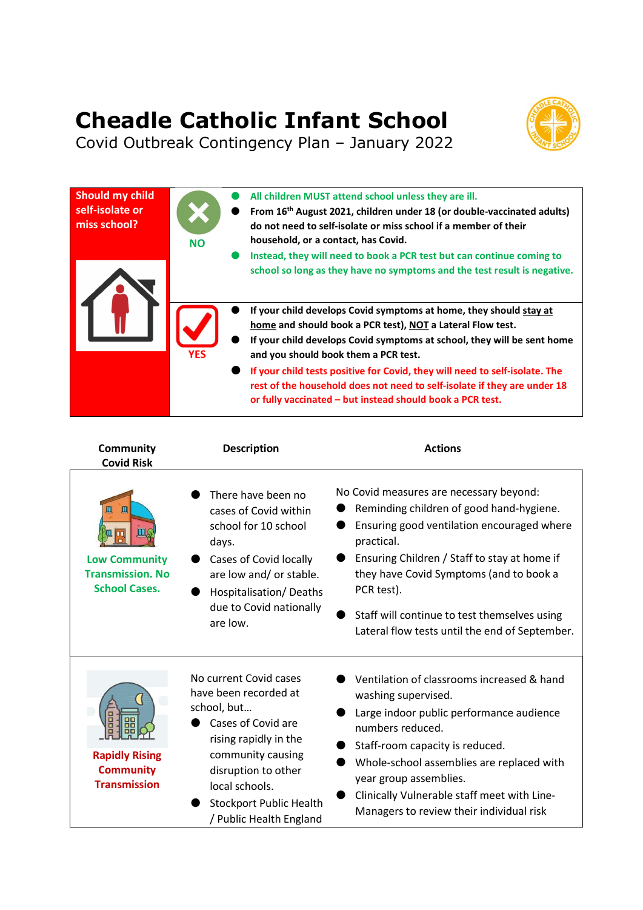# Cheadle Catholic Infant School

Covid Outbreak Contingency Plan – January 2022

| Should my child self-isolate or miss school? | | |
|---|---|---|
| | NO | • All children MUST attend school unless they are ill.<br>• From 16th August 2021, children under 18 (or double-vaccinated adults) do not need to self-isolate or miss school if a member of their household, or a contact, has Covid.<br>• Instead, they will need to book a PCR test but can continue coming to school so long as they have no symptoms and the test result is negative. |
| | YES | • If your child develops Covid symptoms at home, they should <u>stay at home</u> and should book a PCR test), <u>NOT</u> a Lateral Flow test.<br>• If your child develops Covid symptoms at school, they will be sent home and you should book them a PCR test.<br>• If your child tests positive for Covid, they will need to self-isolate. The rest of the household does not need to self-isolate if they are under 18 or fully vaccinated – but instead should book a PCR test. |

| Community Covid Risk | Description | Actions |
|---|---|---|
| Low Community Transmission. No School Cases. | • There have been no cases of Covid within school for 10 school days.<br>• Cases of Covid locally are low and/ or stable.<br>• Hospitalisation/ Deaths due to Covid nationally are low. | No Covid measures are necessary beyond:<br>• Reminding children of good hand-hygiene.<br>• Ensuring good ventilation encouraged where practical.<br>• Ensuring Children / Staff to stay at home if they have Covid Symptoms (and to book a PCR test).<br>• Staff will continue to test themselves using Lateral flow tests until the end of September. |
| Rapidly Rising Community Transmission | No current Covid cases have been recorded at school, but…<br>• Cases of Covid are rising rapidly in the community causing disruption to other local schools.<br>• Stockport Public Health / Public Health England | • Ventilation of classrooms increased & hand washing supervised.<br>• Large indoor public performance audience numbers reduced.<br>• Staff-room capacity is reduced.<br>• Whole-school assemblies are replaced with year group assemblies.<br>• Clinically Vulnerable staff meet with Line-Managers to review their individual risk |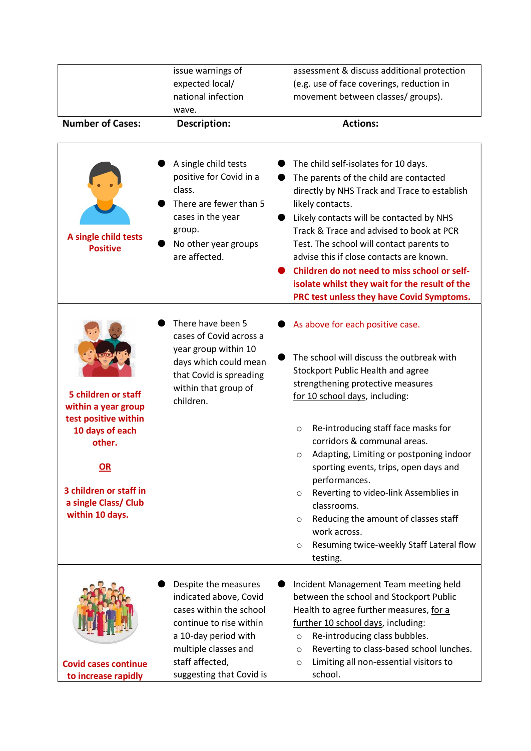| | issue warnings of expected local/ national infection wave. | assessment & discuss additional protection (e.g. use of face coverings, reduction in movement between classes/ groups). |
|---|---|---|
| **Number of Cases:** | **Description:** | **Actions:** |
| **A single child tests Positive** | • A single child tests positive for Covid in a class.<br>• There are fewer than 5 cases in the year group.<br>• No other year groups are affected. | • The child self-isolates for 10 days.<br>• The parents of the child are contacted directly by NHS Track and Trace to establish likely contacts.<br>• Likely contacts will be contacted by NHS Track & Trace and advised to book at PCR Test. The school will contact parents to advise this if close contacts are known.<br>• **Children do not need to miss school or self-isolate whilst they wait for the result of the PRC test unless they have Covid Symptoms.** |
| **5 children or staff within a year group test positive within 10 days of each other.**<br><br>**OR**<br><br>**3 children or staff in a single Class/ Club within 10 days.** | • There have been 5 cases of Covid across a year group within 10 days which could mean that Covid is spreading within that group of children. | • As above for each positive case.<br><br>• The school will discuss the outbreak with Stockport Public Health and agree strengthening protective measures for 10 school days, including:<br>  ◦ Re-introducing staff face masks for corridors & communal areas.<br>  ◦ Adapting, Limiting or postponing indoor sporting events, trips, open days and performances.<br>  ◦ Reverting to video-link Assemblies in classrooms.<br>  ◦ Reducing the amount of classes staff work across.<br>  ◦ Resuming twice-weekly Staff Lateral flow testing. |
| **Covid cases continue to increase rapidly** | • Despite the measures indicated above, Covid cases within the school continue to rise within a 10-day period with multiple classes and staff affected, suggesting that Covid is | • Incident Management Team meeting held between the school and Stockport Public Health to agree further measures, for a further 10 school days, including:<br>  ◦ Re-introducing class bubbles.<br>  ◦ Reverting to class-based school lunches.<br>  ◦ Limiting all non-essential visitors to school. |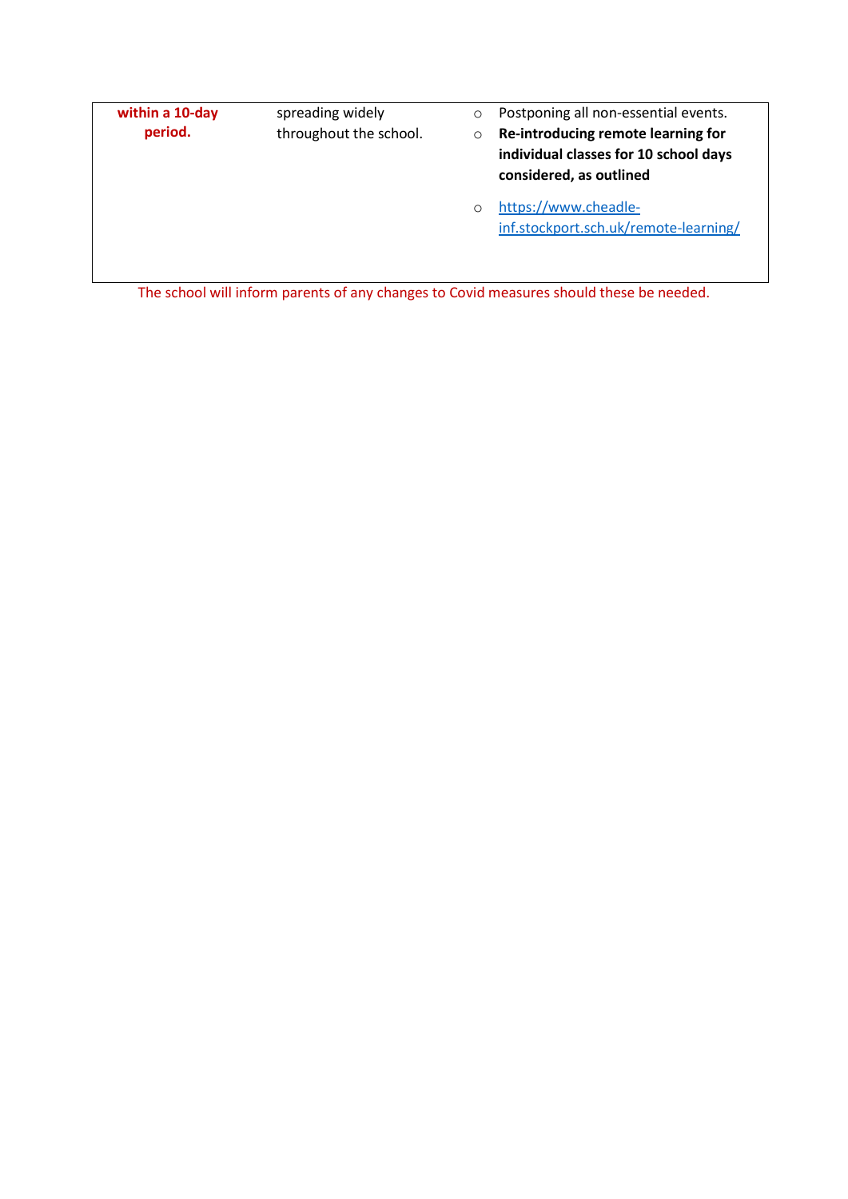| | | |
|---|---|---|
| **within a 10-day period.** | spreading widely throughout the school. | ○ Postponing all non-essential events.<br>○ **Re-introducing remote learning for individual classes for 10 school days considered, as outlined**<br>○ https://www.cheadle-inf.stockport.sch.uk/remote-learning/ |

The school will inform parents of any changes to Covid measures should these be needed.